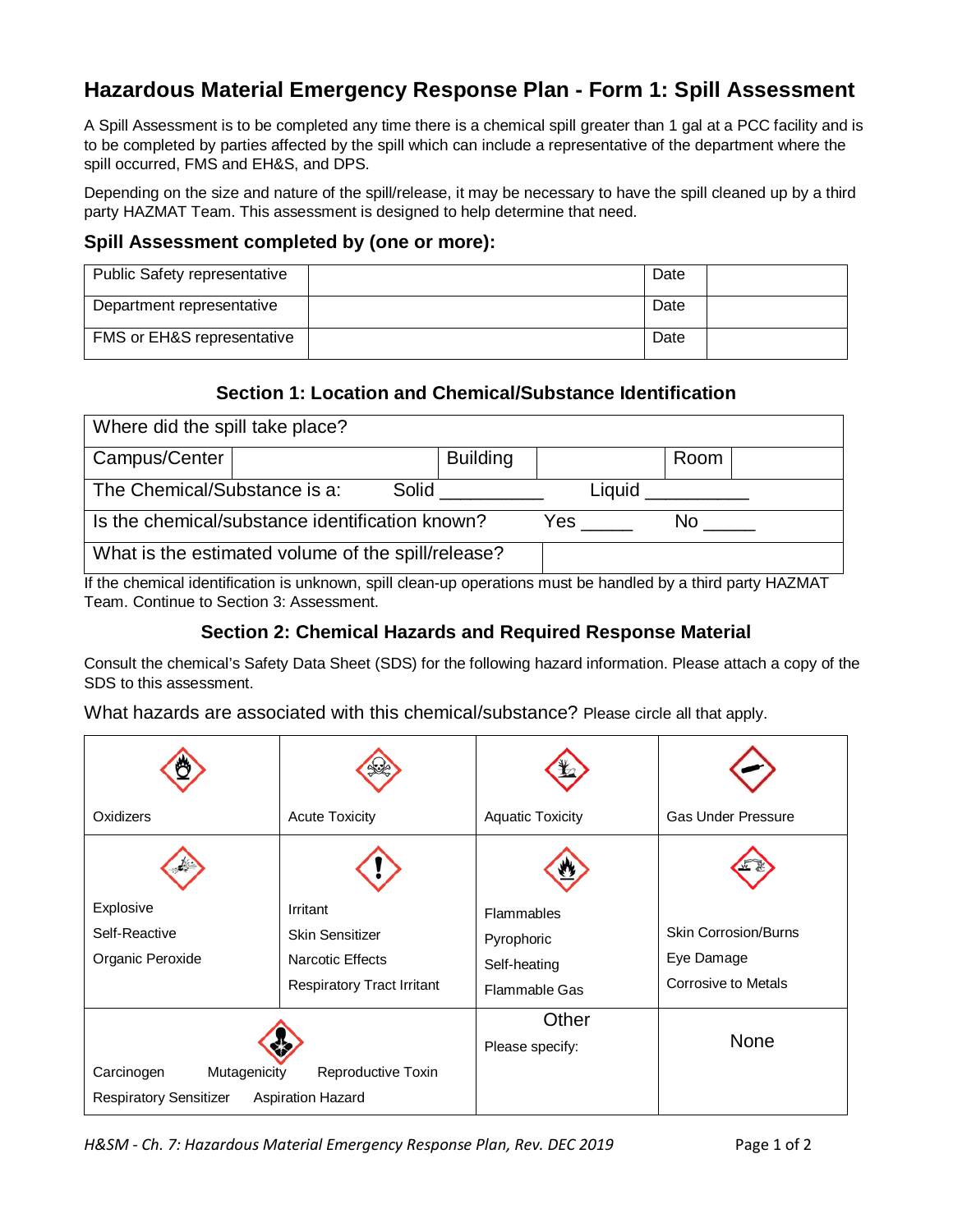# Hazardous Material Emergency Response Plan - Form 1: Spill Assessment

A Spill Assessment is to be completed any time there is a chemical spill greater than 1 gal at a PCC facility and is to be completed by parties affected by the spill which can include a representative of the department where the spill occurred, FMS and EH&S, and DPS.

Depending on the size and nature of the spill/release, it may be necessary to have the spill cleaned up by a third party HAZMAT Team. This assessment is designed to help determine that need.

### Spill Assessment completed by (one or more):

| | | | |
|---|---|---|---|
| Public Safety representative | | Date | |
| Department representative | | Date | |
| FMS or EH&S representative | | Date | |

### Section 1: Location and Chemical/Substance Identification

| | | | | | |
|---|---|---|---|---|---|
| Where did the spill take place? | | | | | |
| Campus/Center | | Building | | Room | |
| The Chemical/Substance is a: | Solid __________ | Liquid __________ | | | |
| Is the chemical/substance identification known? | Yes _____ | No _____ | | | |
| What is the estimated volume of the spill/release? | | | | | |

If the chemical identification is unknown, spill clean-up operations must be handled by a third party HAZMAT Team. Continue to Section 3: Assessment.

### Section 2: Chemical Hazards and Required Response Material

Consult the chemical's Safety Data Sheet (SDS) for the following hazard information. Please attach a copy of the SDS to this assessment.

What hazards are associated with this chemical/substance? Please circle all that apply.

| | | | |
|---|---|---|---|
| Oxidizers | Acute Toxicity | Aquatic Toxicity | Gas Under Pressure |
| Explosive<br>Self-Reactive<br>Organic Peroxide | Irritant<br>Skin Sensitizer<br>Narcotic Effects<br>Respiratory Tract Irritant | Flammables<br>Pyrophoric<br>Self-heating<br>Flammable Gas | Skin Corrosion/Burns<br>Eye Damage<br>Corrosive to Metals |
| Carcinogen Mutagenicity Reproductive Toxin<br>Respiratory Sensitizer Aspiration Hazard | | Other<br>Please specify: | None |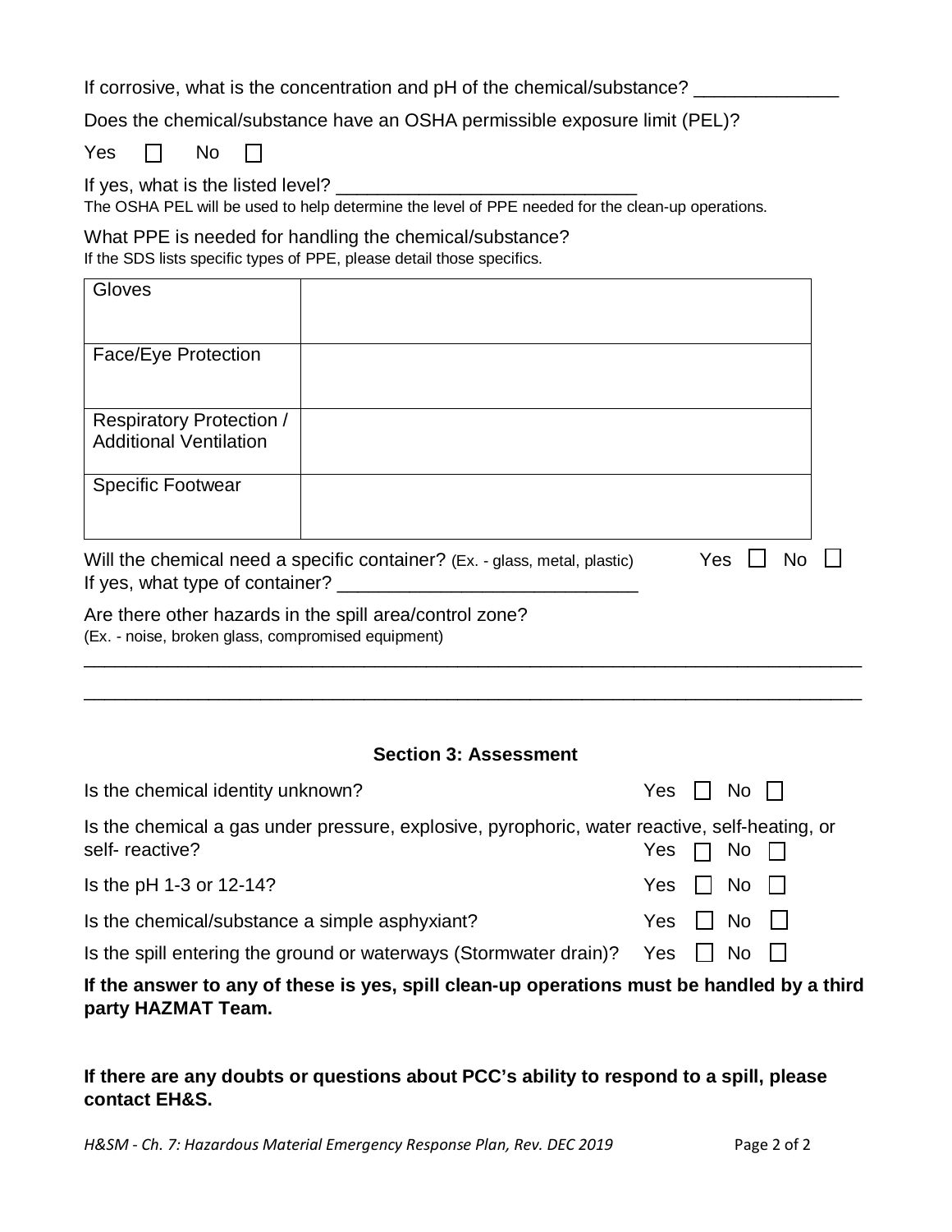If corrosive, what is the concentration and pH of the chemical/substance? ______________

Does the chemical/substance have an OSHA permissible exposure limit (PEL)?

Yes ☐ No ☐

If yes, what is the listed level? _____________________________

The OSHA PEL will be used to help determine the level of PPE needed for the clean-up operations.

What PPE is needed for handling the chemical/substance?

If the SDS lists specific types of PPE, please detail those specifics.

| | |
|---|---|
| Gloves | |
| Face/Eye Protection | |
| Respiratory Protection / Additional Ventilation | |
| Specific Footwear | |

Will the chemical need a specific container? (Ex. - glass, metal, plastic) Yes ☐ No ☐

If yes, what type of container? _____________________________

Are there other hazards in the spill area/control zone?

(Ex. - noise, broken glass, compromised equipment)

_____________________________________________________________________________

_____________________________________________________________________________

## Section 3: Assessment

Is the chemical identity unknown? Yes ☐ No ☐

Is the chemical a gas under pressure, explosive, pyrophoric, water reactive, self-heating, or self- reactive? Yes ☐ No ☐

Is the pH 1-3 or 12-14? Yes ☐ No ☐

Is the chemical/substance a simple asphyxiant? Yes ☐ No ☐

Is the spill entering the ground or waterways (Stormwater drain)? Yes ☐ No ☐

**If the answer to any of these is yes, spill clean-up operations must be handled by a third party HAZMAT Team.**

**If there are any doubts or questions about PCC's ability to respond to a spill, please contact EH&S.**